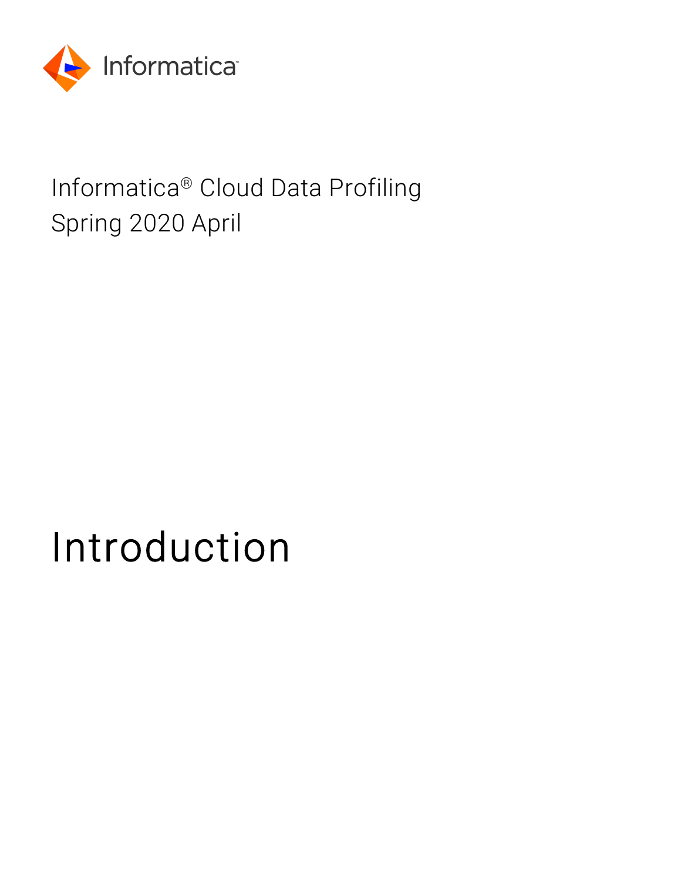Informatica® Cloud Data Profiling
Spring 2020 April

# Introduction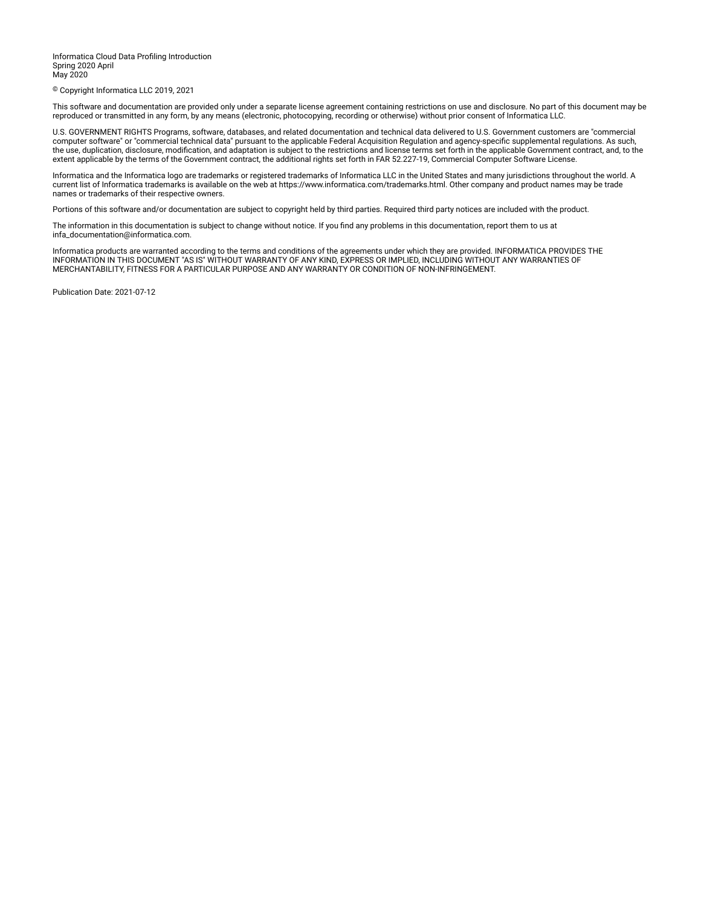Informatica Cloud Data Profiling Introduction
Spring 2020 April
May 2020

© Copyright Informatica LLC 2019, 2021

This software and documentation are provided only under a separate license agreement containing restrictions on use and disclosure. No part of this document may be reproduced or transmitted in any form, by any means (electronic, photocopying, recording or otherwise) without prior consent of Informatica LLC.

U.S. GOVERNMENT RIGHTS Programs, software, databases, and related documentation and technical data delivered to U.S. Government customers are "commercial computer software" or "commercial technical data" pursuant to the applicable Federal Acquisition Regulation and agency-specific supplemental regulations. As such, the use, duplication, disclosure, modification, and adaptation is subject to the restrictions and license terms set forth in the applicable Government contract, and, to the extent applicable by the terms of the Government contract, the additional rights set forth in FAR 52.227-19, Commercial Computer Software License.

Informatica and the Informatica logo are trademarks or registered trademarks of Informatica LLC in the United States and many jurisdictions throughout the world. A current list of Informatica trademarks is available on the web at https://www.informatica.com/trademarks.html. Other company and product names may be trade names or trademarks of their respective owners.

Portions of this software and/or documentation are subject to copyright held by third parties. Required third party notices are included with the product.

The information in this documentation is subject to change without notice. If you find any problems in this documentation, report them to us at infa_documentation@informatica.com.

Informatica products are warranted according to the terms and conditions of the agreements under which they are provided. INFORMATICA PROVIDES THE INFORMATION IN THIS DOCUMENT "AS IS" WITHOUT WARRANTY OF ANY KIND, EXPRESS OR IMPLIED, INCLUDING WITHOUT ANY WARRANTIES OF MERCHANTABILITY, FITNESS FOR A PARTICULAR PURPOSE AND ANY WARRANTY OR CONDITION OF NON-INFRINGEMENT.

Publication Date: 2021-07-12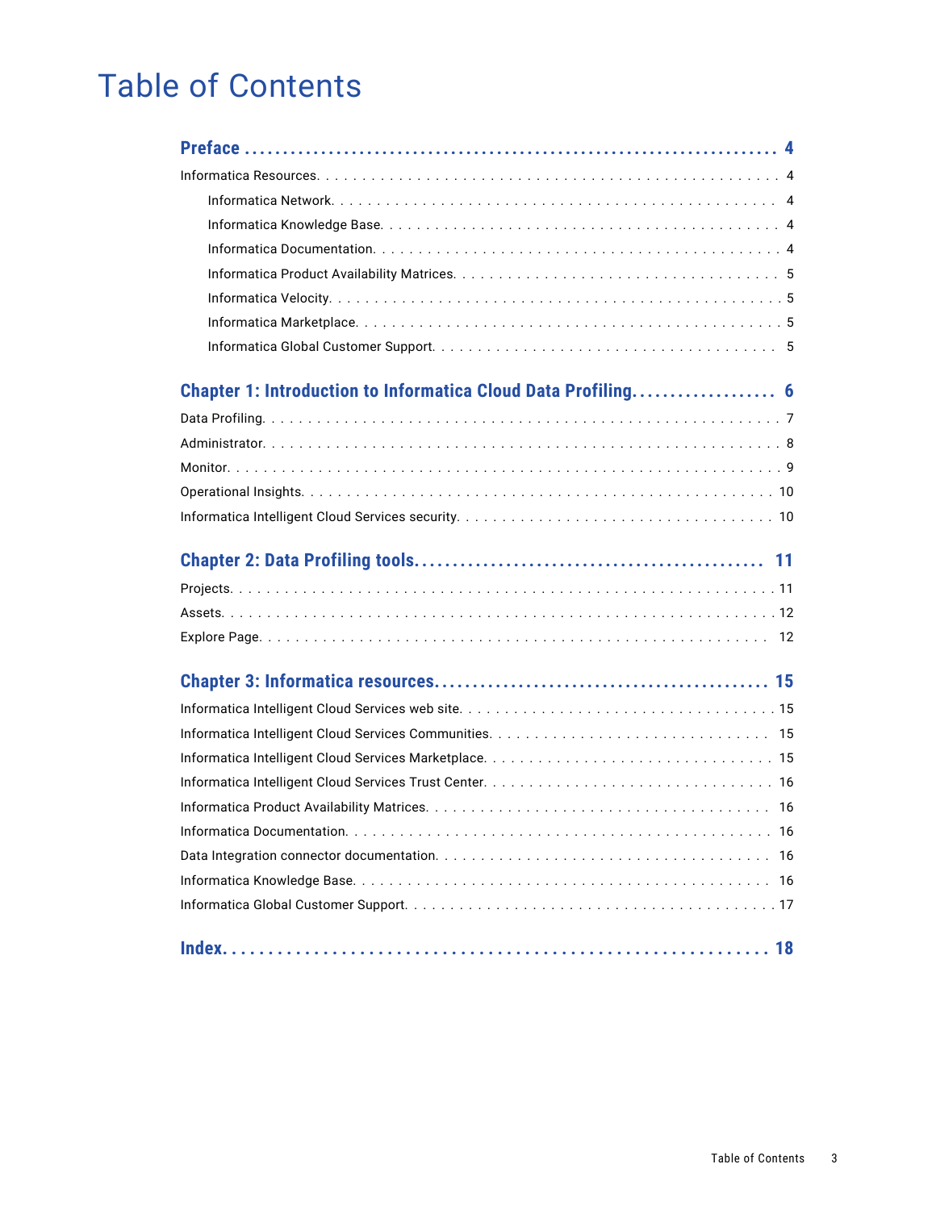# Table of Contents

**Preface 4**

Informatica Resources 4

- Informatica Network 4
- Informatica Knowledge Base 4
- Informatica Documentation 4
- Informatica Product Availability Matrices 5
- Informatica Velocity 5
- Informatica Marketplace 5
- Informatica Global Customer Support 5

**Chapter 1: Introduction to Informatica Cloud Data Profiling 6**

Data Profiling 7

Administrator 8

Monitor 9

Operational Insights 10

Informatica Intelligent Cloud Services security 10

**Chapter 2: Data Profiling tools 11**

Projects 11

Assets 12

Explore Page 12

**Chapter 3: Informatica resources 15**

Informatica Intelligent Cloud Services web site 15

Informatica Intelligent Cloud Services Communities 15

Informatica Intelligent Cloud Services Marketplace 15

Informatica Intelligent Cloud Services Trust Center 16

Informatica Product Availability Matrices 16

Informatica Documentation 16

Data Integration connector documentation 16

Informatica Knowledge Base 16

Informatica Global Customer Support 17

**Index 18**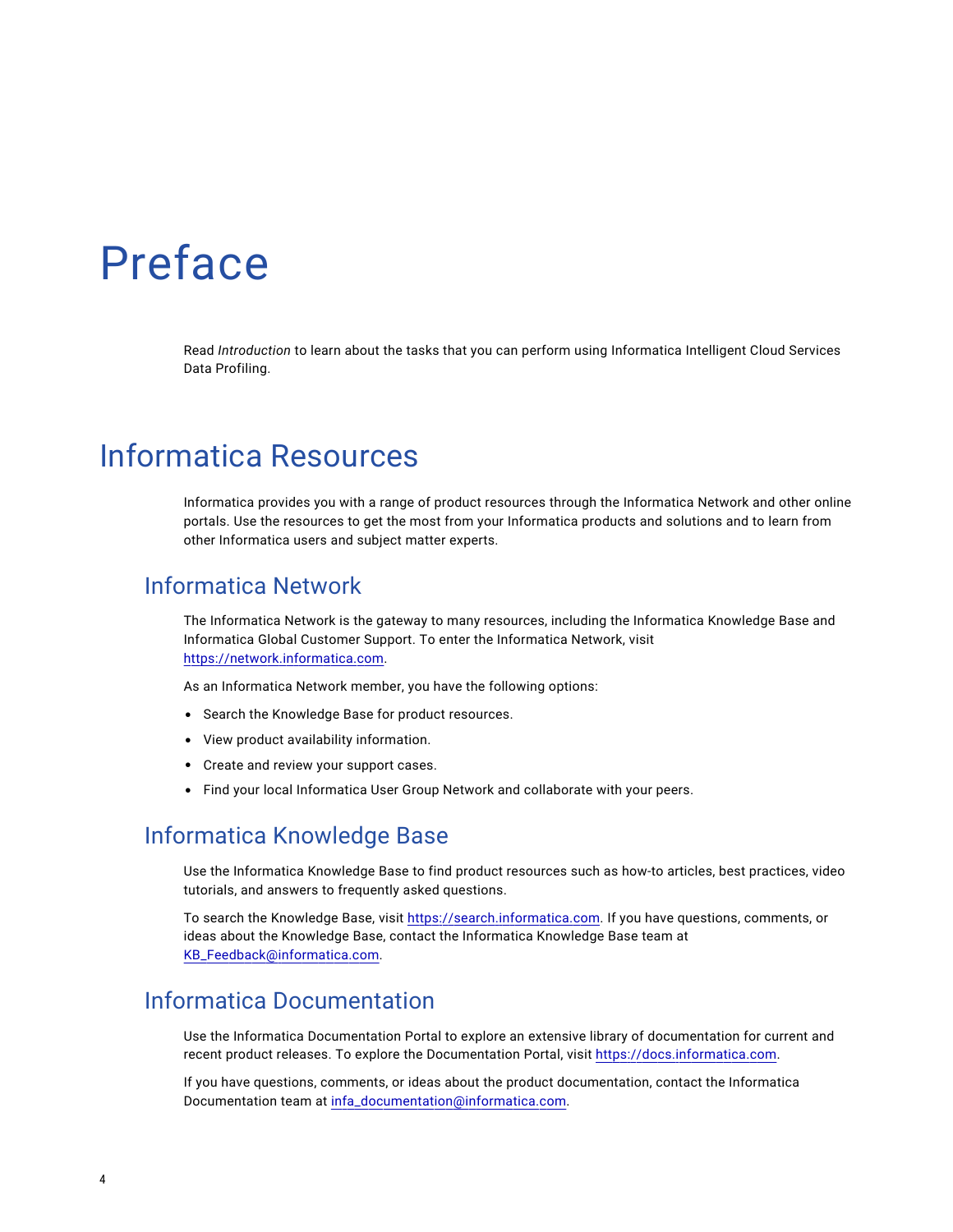# Preface

Read *Introduction* to learn about the tasks that you can perform using Informatica Intelligent Cloud Services Data Profiling.

# Informatica Resources

Informatica provides you with a range of product resources through the Informatica Network and other online portals. Use the resources to get the most from your Informatica products and solutions and to learn from other Informatica users and subject matter experts.

## Informatica Network

The Informatica Network is the gateway to many resources, including the Informatica Knowledge Base and Informatica Global Customer Support. To enter the Informatica Network, visit https://network.informatica.com.

As an Informatica Network member, you have the following options:

- Search the Knowledge Base for product resources.
- View product availability information.
- Create and review your support cases.
- Find your local Informatica User Group Network and collaborate with your peers.

## Informatica Knowledge Base

Use the Informatica Knowledge Base to find product resources such as how-to articles, best practices, video tutorials, and answers to frequently asked questions.

To search the Knowledge Base, visit https://search.informatica.com. If you have questions, comments, or ideas about the Knowledge Base, contact the Informatica Knowledge Base team at KB_Feedback@informatica.com.

## Informatica Documentation

Use the Informatica Documentation Portal to explore an extensive library of documentation for current and recent product releases. To explore the Documentation Portal, visit https://docs.informatica.com.

If you have questions, comments, or ideas about the product documentation, contact the Informatica Documentation team at infa_documentation@informatica.com.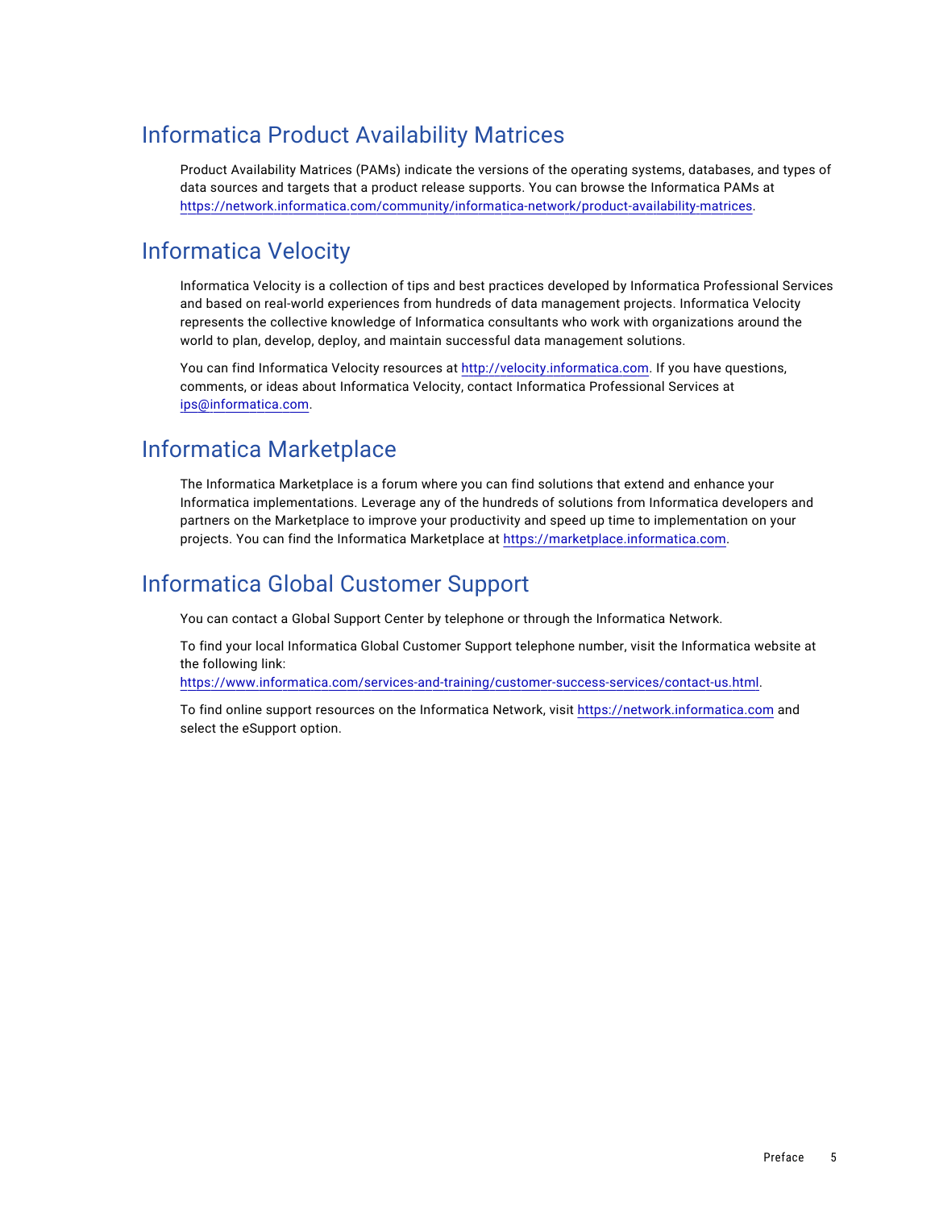## Informatica Product Availability Matrices

Product Availability Matrices (PAMs) indicate the versions of the operating systems, databases, and types of data sources and targets that a product release supports. You can browse the Informatica PAMs at https://network.informatica.com/community/informatica-network/product-availability-matrices.

## Informatica Velocity

Informatica Velocity is a collection of tips and best practices developed by Informatica Professional Services and based on real-world experiences from hundreds of data management projects. Informatica Velocity represents the collective knowledge of Informatica consultants who work with organizations around the world to plan, develop, deploy, and maintain successful data management solutions.

You can find Informatica Velocity resources at http://velocity.informatica.com. If you have questions, comments, or ideas about Informatica Velocity, contact Informatica Professional Services at ips@informatica.com.

## Informatica Marketplace

The Informatica Marketplace is a forum where you can find solutions that extend and enhance your Informatica implementations. Leverage any of the hundreds of solutions from Informatica developers and partners on the Marketplace to improve your productivity and speed up time to implementation on your projects. You can find the Informatica Marketplace at https://marketplace.informatica.com.

## Informatica Global Customer Support

You can contact a Global Support Center by telephone or through the Informatica Network.

To find your local Informatica Global Customer Support telephone number, visit the Informatica website at the following link:
https://www.informatica.com/services-and-training/customer-success-services/contact-us.html.

To find online support resources on the Informatica Network, visit https://network.informatica.com and select the eSupport option.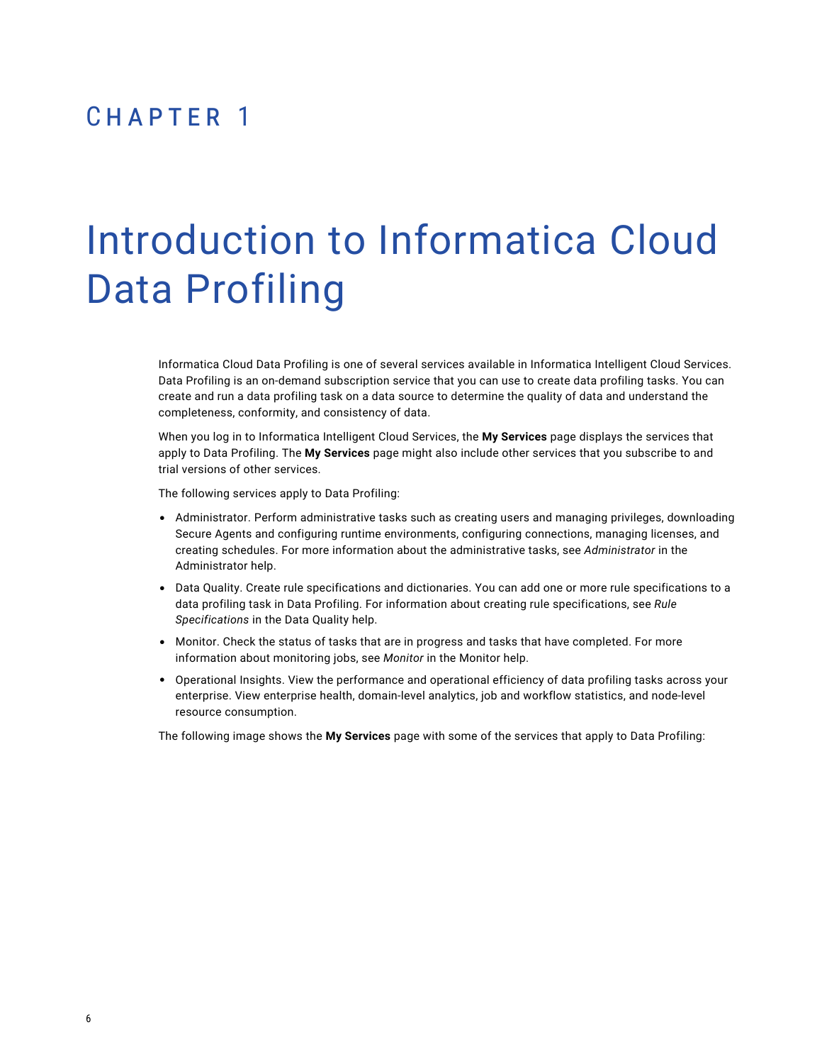# Chapter 1

# Introduction to Informatica Cloud Data Profiling

Informatica Cloud Data Profiling is one of several services available in Informatica Intelligent Cloud Services. Data Profiling is an on-demand subscription service that you can use to create data profiling tasks. You can create and run a data profiling task on a data source to determine the quality of data and understand the completeness, conformity, and consistency of data.

When you log in to Informatica Intelligent Cloud Services, the **My Services** page displays the services that apply to Data Profiling. The **My Services** page might also include other services that you subscribe to and trial versions of other services.

The following services apply to Data Profiling:

- Administrator. Perform administrative tasks such as creating users and managing privileges, downloading Secure Agents and configuring runtime environments, configuring connections, managing licenses, and creating schedules. For more information about the administrative tasks, see *Administrator* in the Administrator help.
- Data Quality. Create rule specifications and dictionaries. You can add one or more rule specifications to a data profiling task in Data Profiling. For information about creating rule specifications, see *Rule Specifications* in the Data Quality help.
- Monitor. Check the status of tasks that are in progress and tasks that have completed. For more information about monitoring jobs, see *Monitor* in the Monitor help.
- Operational Insights. View the performance and operational efficiency of data profiling tasks across your enterprise. View enterprise health, domain-level analytics, job and workflow statistics, and node-level resource consumption.

The following image shows the **My Services** page with some of the services that apply to Data Profiling: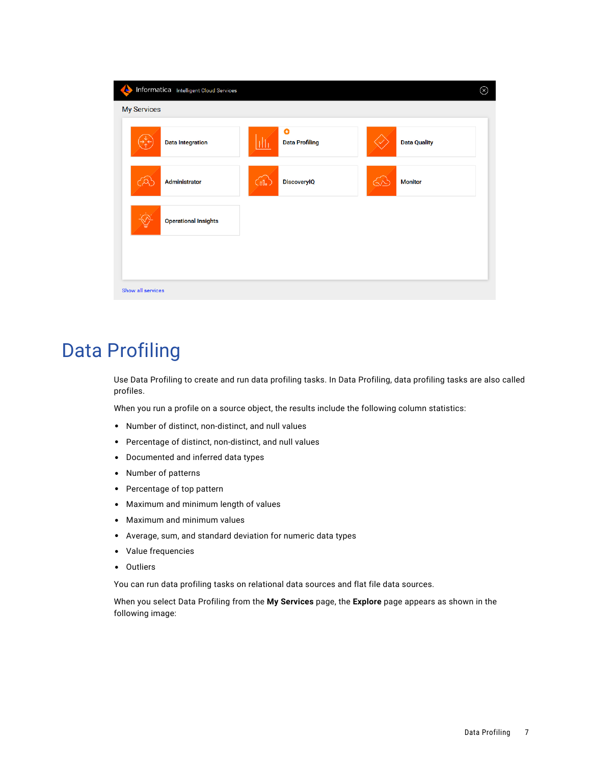# Data Profiling

Use Data Profiling to create and run data profiling tasks. In Data Profiling, data profiling tasks are also called profiles.

When you run a profile on a source object, the results include the following column statistics:

- Number of distinct, non-distinct, and null values
- Percentage of distinct, non-distinct, and null values
- Documented and inferred data types
- Number of patterns
- Percentage of top pattern
- Maximum and minimum length of values
- Maximum and minimum values
- Average, sum, and standard deviation for numeric data types
- Value frequencies
- Outliers

You can run data profiling tasks on relational data sources and flat file data sources.

When you select Data Profiling from the **My Services** page, the **Explore** page appears as shown in the following image: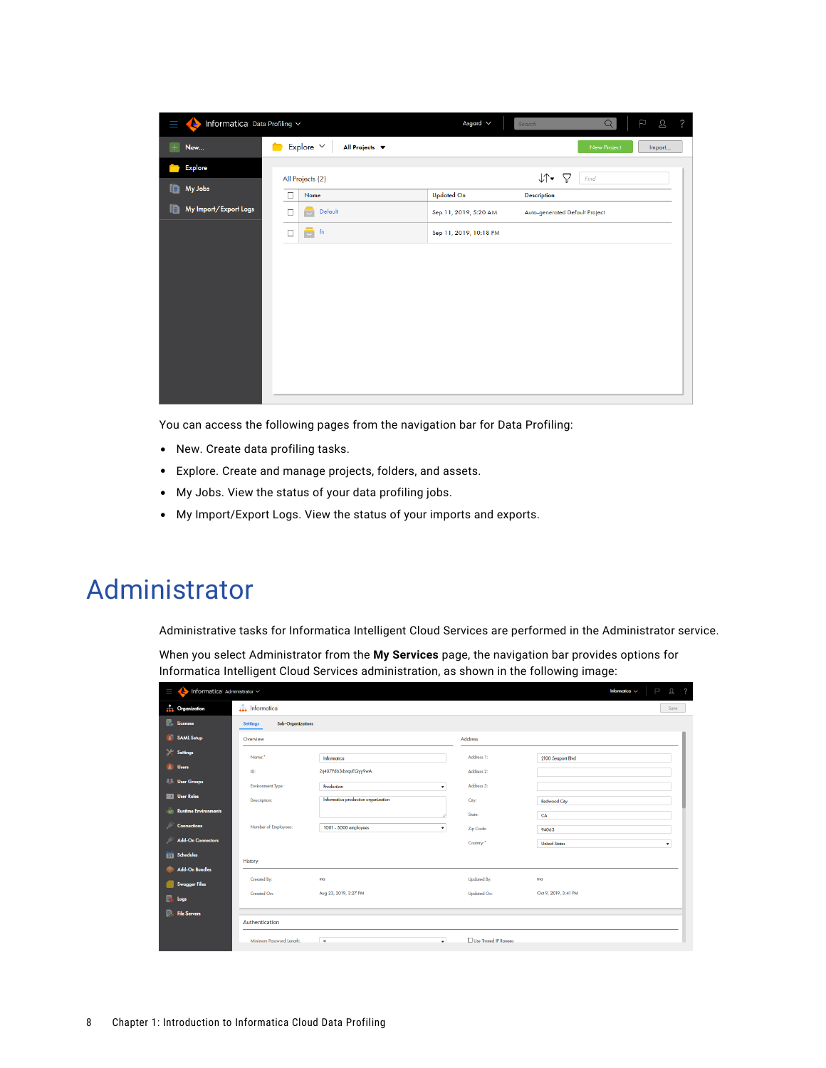You can access the following pages from the navigation bar for Data Profiling:

- New. Create data profiling tasks.
- Explore. Create and manage projects, folders, and assets.
- My Jobs. View the status of your data profiling jobs.
- My Import/Export Logs. View the status of your imports and exports.

# Administrator

Administrative tasks for Informatica Intelligent Cloud Services are performed in the Administrator service.

When you select Administrator from the **My Services** page, the navigation bar provides options for Informatica Intelligent Cloud Services administration, as shown in the following image: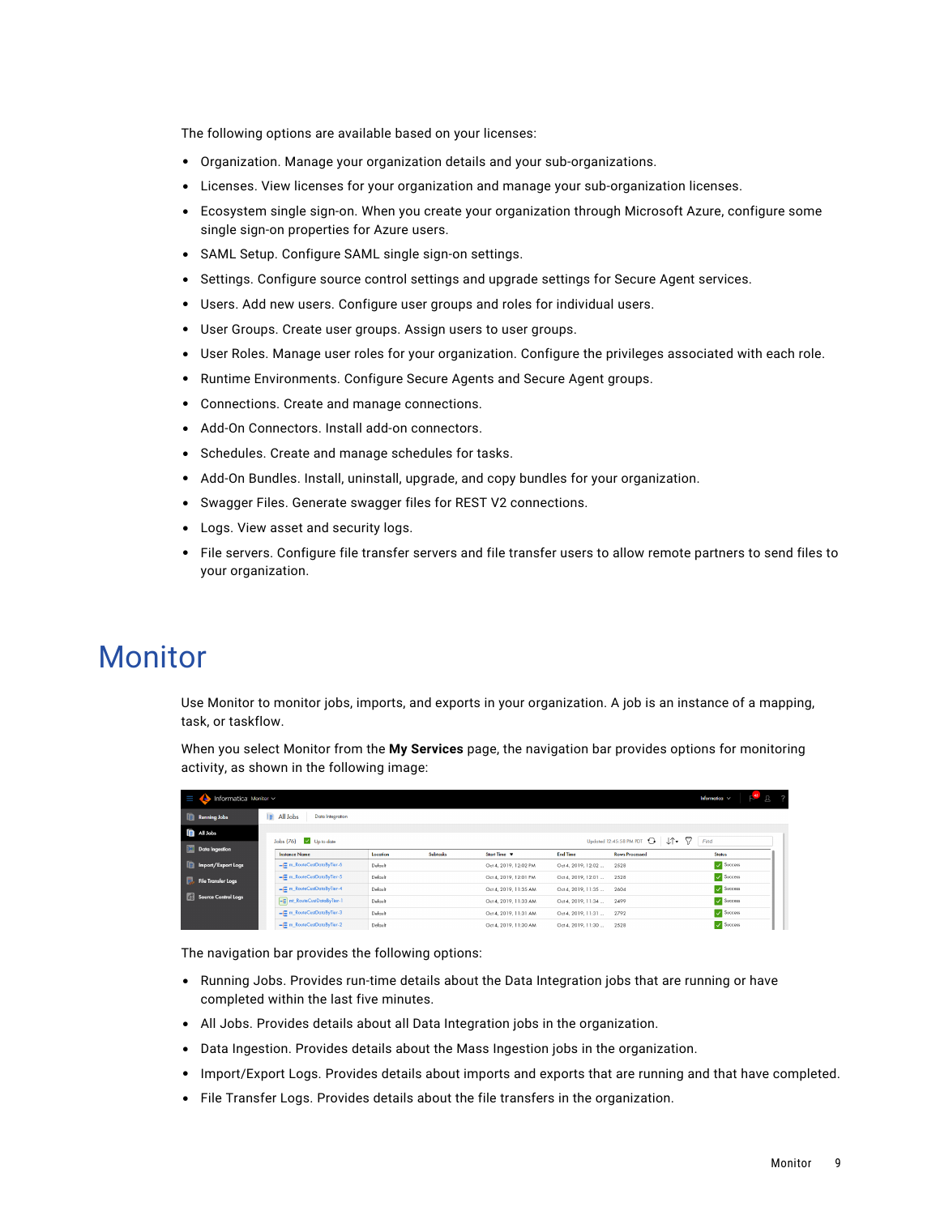The following options are available based on your licenses:

- Organization. Manage your organization details and your sub-organizations.
- Licenses. View licenses for your organization and manage your sub-organization licenses.
- Ecosystem single sign-on. When you create your organization through Microsoft Azure, configure some single sign-on properties for Azure users.
- SAML Setup. Configure SAML single sign-on settings.
- Settings. Configure source control settings and upgrade settings for Secure Agent services.
- Users. Add new users. Configure user groups and roles for individual users.
- User Groups. Create user groups. Assign users to user groups.
- User Roles. Manage user roles for your organization. Configure the privileges associated with each role.
- Runtime Environments. Configure Secure Agents and Secure Agent groups.
- Connections. Create and manage connections.
- Add-On Connectors. Install add-on connectors.
- Schedules. Create and manage schedules for tasks.
- Add-On Bundles. Install, uninstall, upgrade, and copy bundles for your organization.
- Swagger Files. Generate swagger files for REST V2 connections.
- Logs. View asset and security logs.
- File servers. Configure file transfer servers and file transfer users to allow remote partners to send files to your organization.

# Monitor

Use Monitor to monitor jobs, imports, and exports in your organization. A job is an instance of a mapping, task, or taskflow.

When you select Monitor from the **My Services** page, the navigation bar provides options for monitoring activity, as shown in the following image:

The navigation bar provides the following options:

- Running Jobs. Provides run-time details about the Data Integration jobs that are running or have completed within the last five minutes.
- All Jobs. Provides details about all Data Integration jobs in the organization.
- Data Ingestion. Provides details about the Mass Ingestion jobs in the organization.
- Import/Export Logs. Provides details about imports and exports that are running and that have completed.
- File Transfer Logs. Provides details about the file transfers in the organization.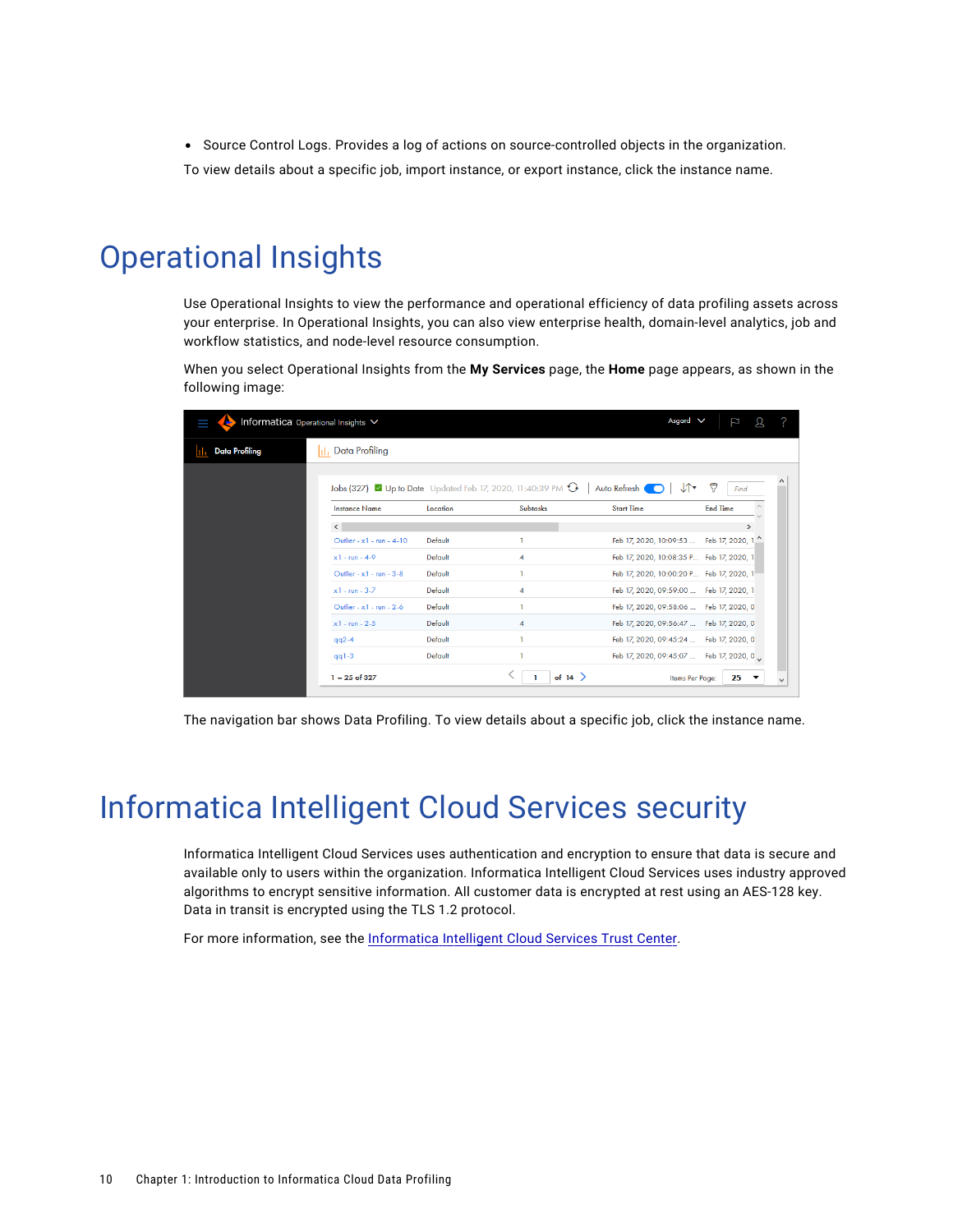- Source Control Logs. Provides a log of actions on source-controlled objects in the organization.

To view details about a specific job, import instance, or export instance, click the instance name.

# Operational Insights

Use Operational Insights to view the performance and operational efficiency of data profiling assets across your enterprise. In Operational Insights, you can also view enterprise health, domain-level analytics, job and workflow statistics, and node-level resource consumption.

When you select Operational Insights from the **My Services** page, the **Home** page appears, as shown in the following image:

The navigation bar shows Data Profiling. To view details about a specific job, click the instance name.

# Informatica Intelligent Cloud Services security

Informatica Intelligent Cloud Services uses authentication and encryption to ensure that data is secure and available only to users within the organization. Informatica Intelligent Cloud Services uses industry approved algorithms to encrypt sensitive information. All customer data is encrypted at rest using an AES-128 key. Data in transit is encrypted using the TLS 1.2 protocol.

For more information, see the Informatica Intelligent Cloud Services Trust Center.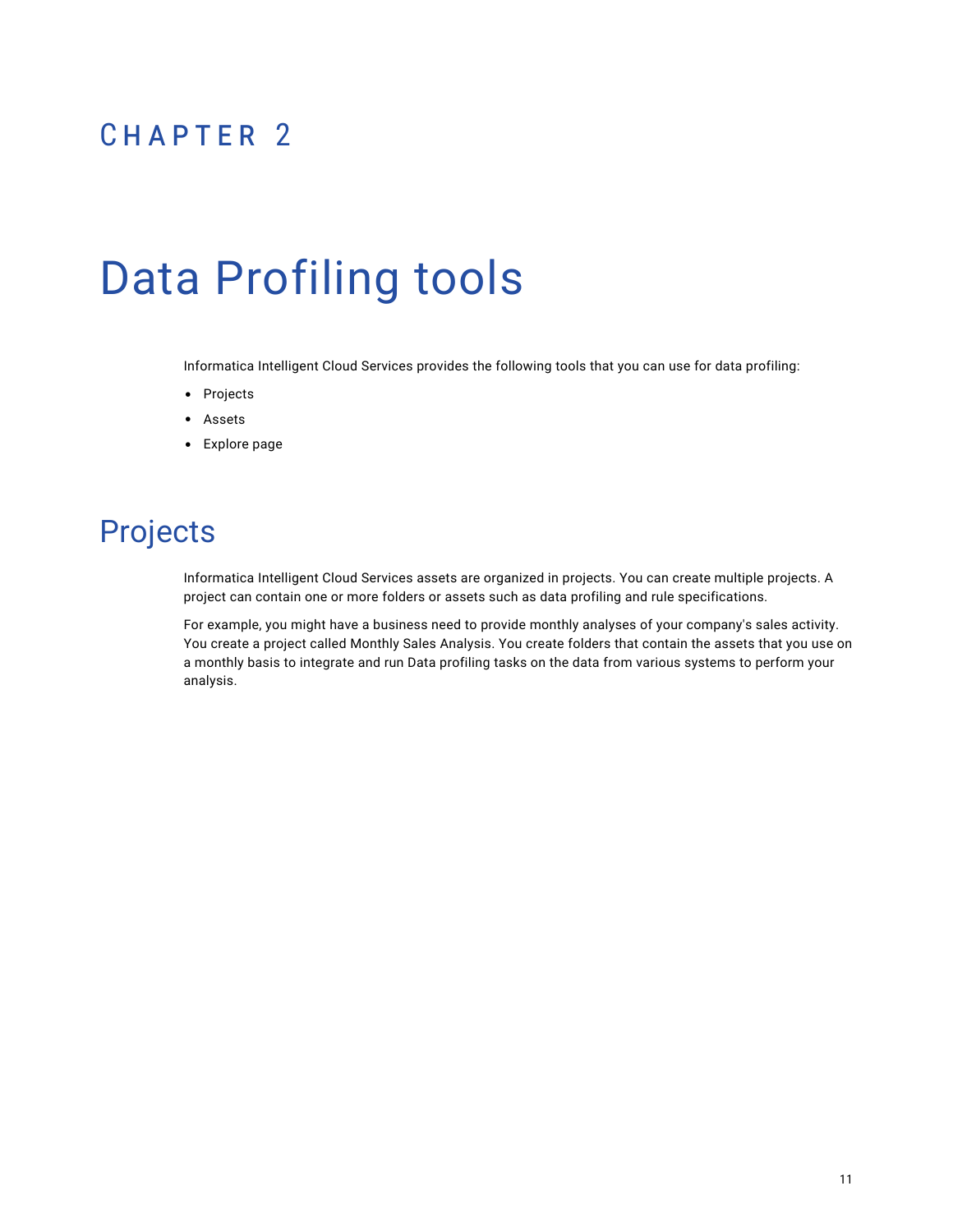# CHAPTER 2

# Data Profiling tools

Informatica Intelligent Cloud Services provides the following tools that you can use for data profiling:

- Projects
- Assets
- Explore page

## Projects

Informatica Intelligent Cloud Services assets are organized in projects. You can create multiple projects. A project can contain one or more folders or assets such as data profiling and rule specifications.

For example, you might have a business need to provide monthly analyses of your company's sales activity. You create a project called Monthly Sales Analysis. You create folders that contain the assets that you use on a monthly basis to integrate and run Data profiling tasks on the data from various systems to perform your analysis.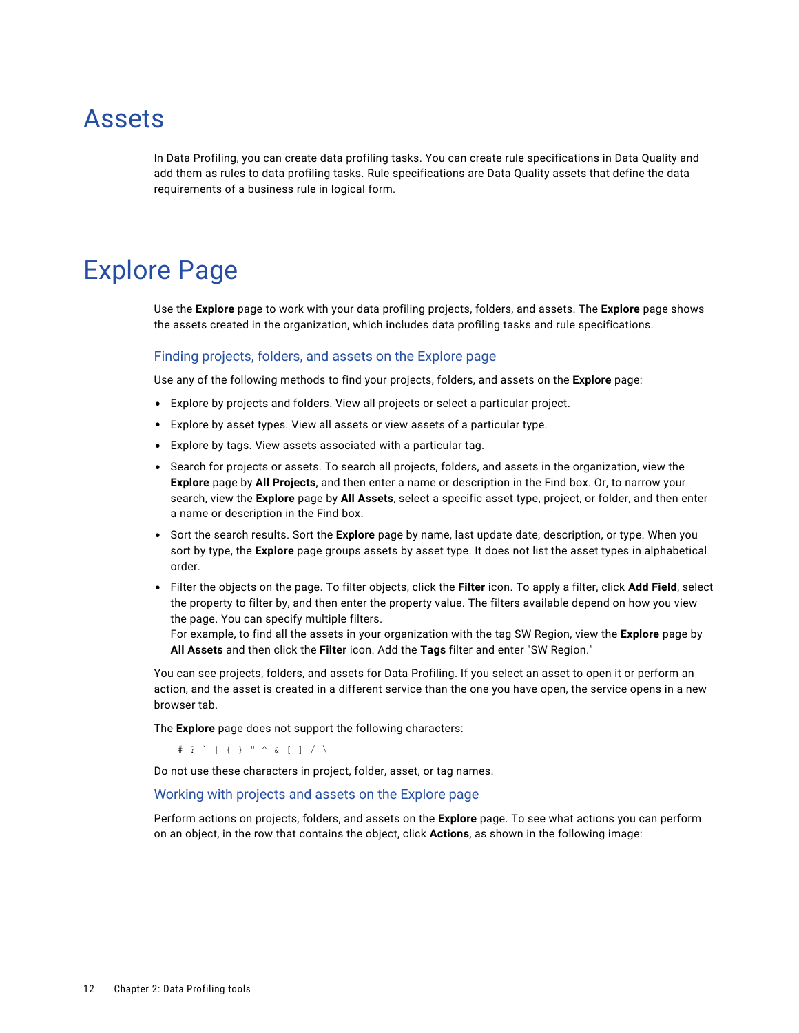# Assets

In Data Profiling, you can create data profiling tasks. You can create rule specifications in Data Quality and add them as rules to data profiling tasks. Rule specifications are Data Quality assets that define the data requirements of a business rule in logical form.

# Explore Page

Use the **Explore** page to work with your data profiling projects, folders, and assets. The **Explore** page shows the assets created in the organization, which includes data profiling tasks and rule specifications.

## Finding projects, folders, and assets on the Explore page

Use any of the following methods to find your projects, folders, and assets on the **Explore** page:

- Explore by projects and folders. View all projects or select a particular project.
- Explore by asset types. View all assets or view assets of a particular type.
- Explore by tags. View assets associated with a particular tag.
- Search for projects or assets. To search all projects, folders, and assets in the organization, view the **Explore** page by **All Projects**, and then enter a name or description in the Find box. Or, to narrow your search, view the **Explore** page by **All Assets**, select a specific asset type, project, or folder, and then enter a name or description in the Find box.
- Sort the search results. Sort the **Explore** page by name, last update date, description, or type. When you sort by type, the **Explore** page groups assets by asset type. It does not list the asset types in alphabetical order.
- Filter the objects on the page. To filter objects, click the **Filter** icon. To apply a filter, click **Add Field**, select the property to filter by, and then enter the property value. The filters available depend on how you view the page. You can specify multiple filters.
  For example, to find all the assets in your organization with the tag SW Region, view the **Explore** page by **All Assets** and then click the **Filter** icon. Add the **Tags** filter and enter "SW Region."

You can see projects, folders, and assets for Data Profiling. If you select an asset to open it or perform an action, and the asset is created in a different service than the one you have open, the service opens in a new browser tab.

The **Explore** page does not support the following characters:

```
# ? ` | { } " ^ & [ ] / \
```

Do not use these characters in project, folder, asset, or tag names.

## Working with projects and assets on the Explore page

Perform actions on projects, folders, and assets on the **Explore** page. To see what actions you can perform on an object, in the row that contains the object, click **Actions**, as shown in the following image: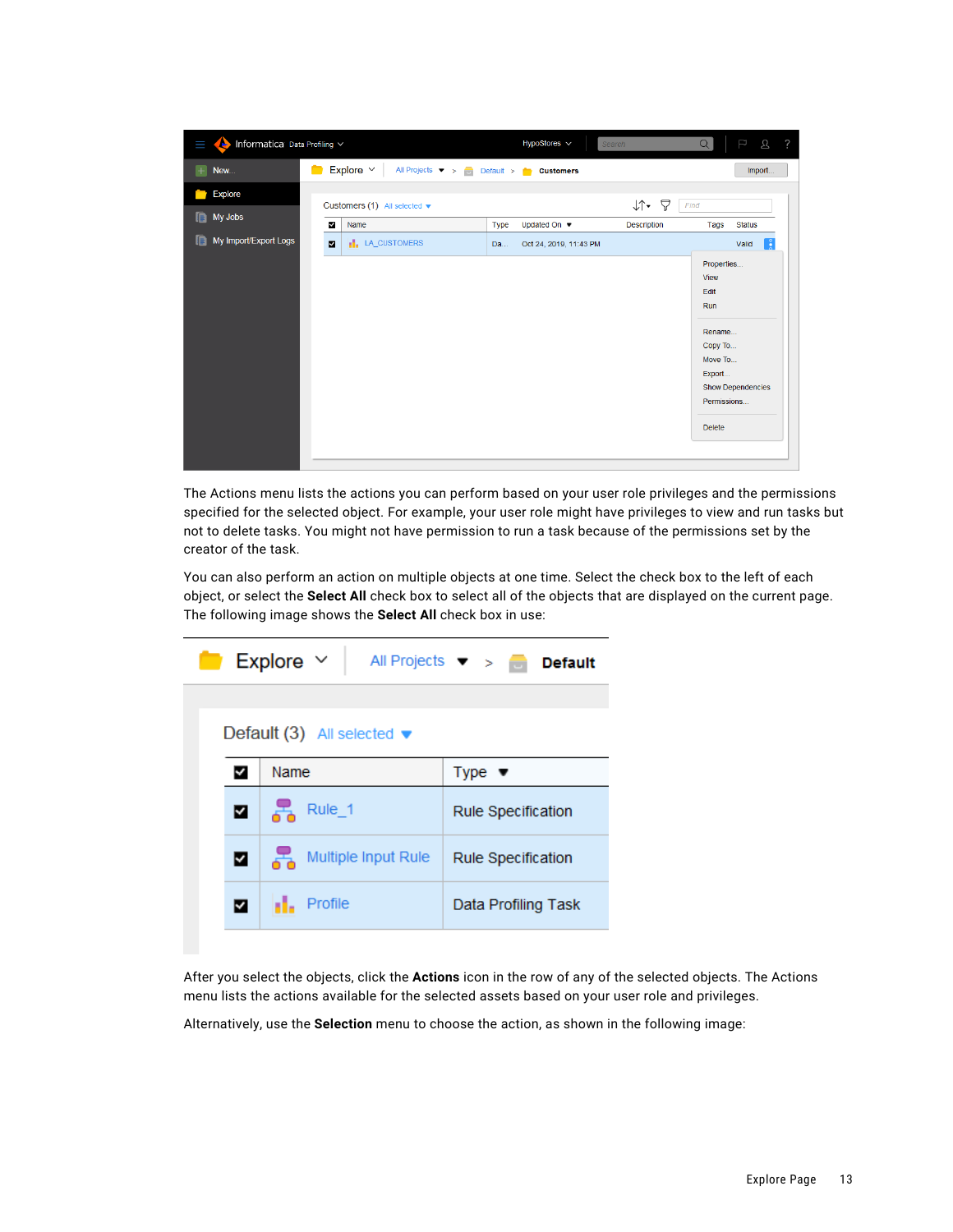The Actions menu lists the actions you can perform based on your user role privileges and the permissions specified for the selected object. For example, your user role might have privileges to view and run tasks but not to delete tasks. You might not have permission to run a task because of the permissions set by the creator of the task.

You can also perform an action on multiple objects at one time. Select the check box to the left of each object, or select the **Select All** check box to select all of the objects that are displayed on the current page. The following image shows the **Select All** check box in use:

After you select the objects, click the **Actions** icon in the row of any of the selected objects. The Actions menu lists the actions available for the selected assets based on your user role and privileges.

Alternatively, use the **Selection** menu to choose the action, as shown in the following image: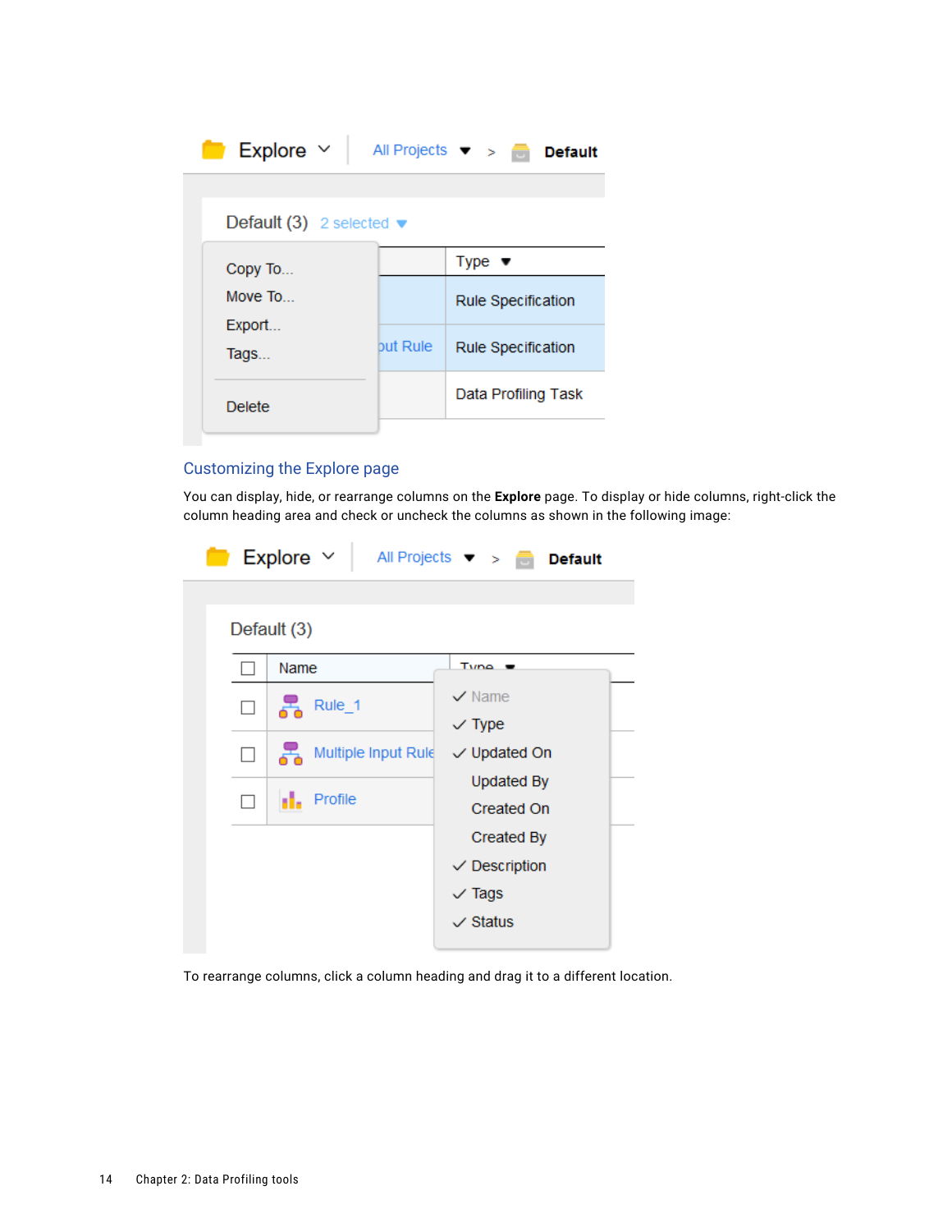## Customizing the Explore page

You can display, hide, or rearrange columns on the **Explore** page. To display or hide columns, right-click the column heading area and check or uncheck the columns as shown in the following image:

To rearrange columns, click a column heading and drag it to a different location.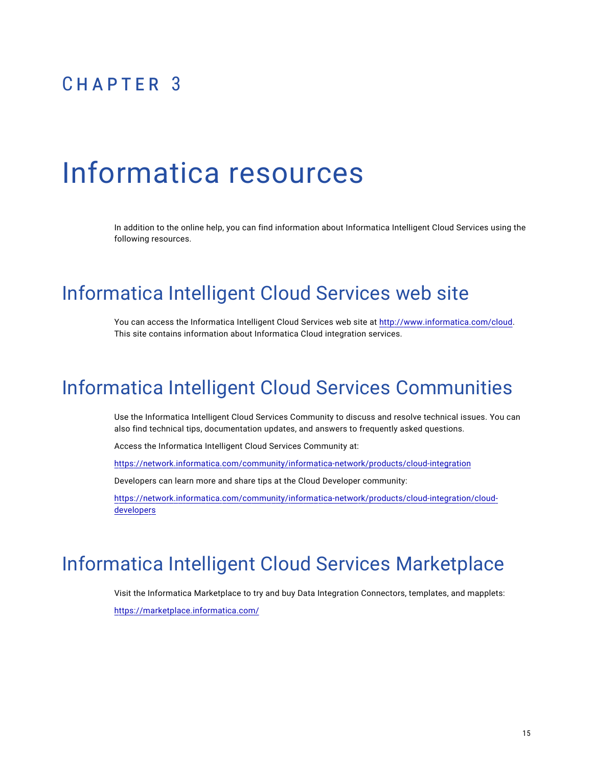# CHAPTER 3

# Informatica resources

In addition to the online help, you can find information about Informatica Intelligent Cloud Services using the following resources.

## Informatica Intelligent Cloud Services web site

You can access the Informatica Intelligent Cloud Services web site at http://www.informatica.com/cloud. This site contains information about Informatica Cloud integration services.

## Informatica Intelligent Cloud Services Communities

Use the Informatica Intelligent Cloud Services Community to discuss and resolve technical issues. You can also find technical tips, documentation updates, and answers to frequently asked questions.

Access the Informatica Intelligent Cloud Services Community at:

https://network.informatica.com/community/informatica-network/products/cloud-integration

Developers can learn more and share tips at the Cloud Developer community:

https://network.informatica.com/community/informatica-network/products/cloud-integration/cloud-developers

## Informatica Intelligent Cloud Services Marketplace

Visit the Informatica Marketplace to try and buy Data Integration Connectors, templates, and mapplets:

https://marketplace.informatica.com/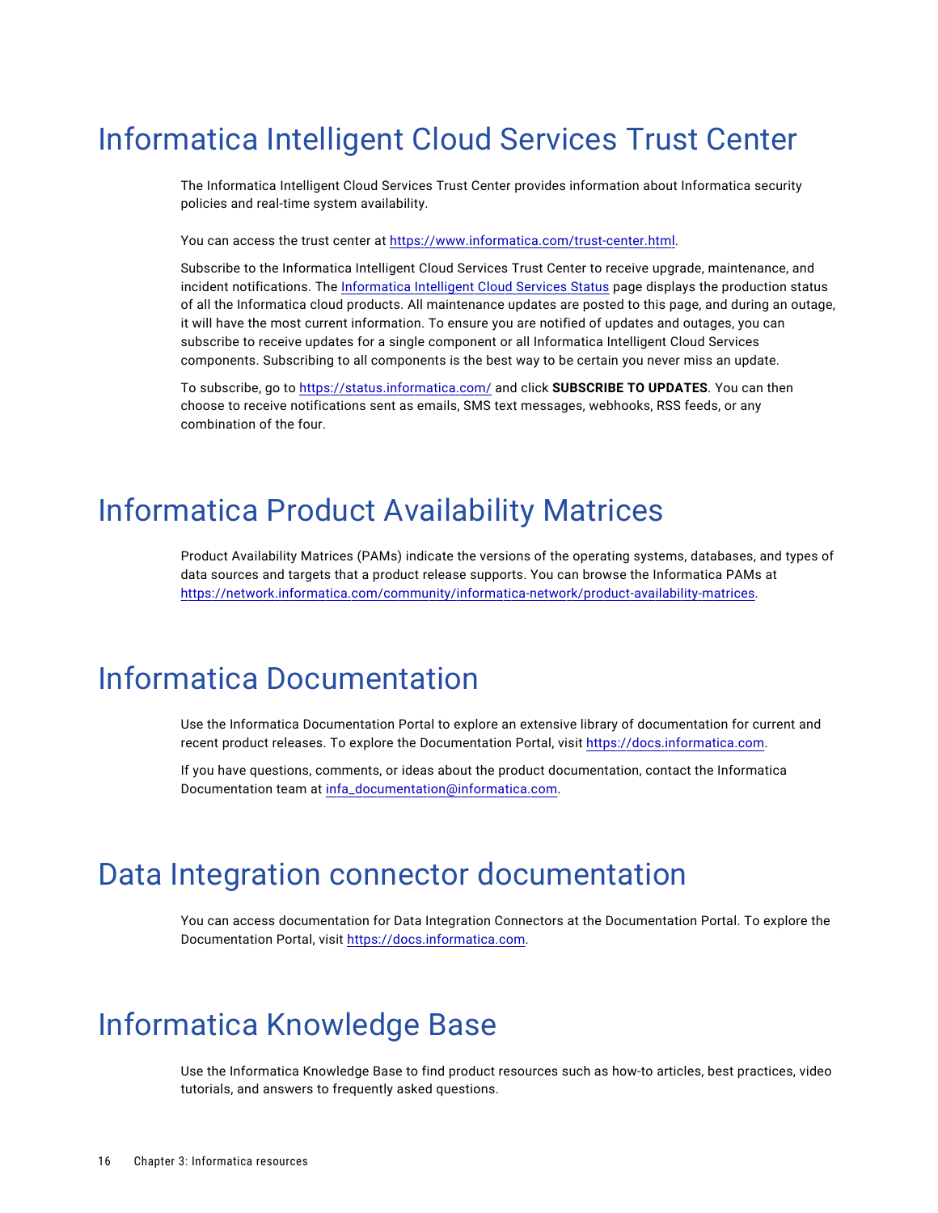# Informatica Intelligent Cloud Services Trust Center

The Informatica Intelligent Cloud Services Trust Center provides information about Informatica security policies and real-time system availability.

You can access the trust center at https://www.informatica.com/trust-center.html.

Subscribe to the Informatica Intelligent Cloud Services Trust Center to receive upgrade, maintenance, and incident notifications. The Informatica Intelligent Cloud Services Status page displays the production status of all the Informatica cloud products. All maintenance updates are posted to this page, and during an outage, it will have the most current information. To ensure you are notified of updates and outages, you can subscribe to receive updates for a single component or all Informatica Intelligent Cloud Services components. Subscribing to all components is the best way to be certain you never miss an update.

To subscribe, go to https://status.informatica.com/ and click **SUBSCRIBE TO UPDATES**. You can then choose to receive notifications sent as emails, SMS text messages, webhooks, RSS feeds, or any combination of the four.

# Informatica Product Availability Matrices

Product Availability Matrices (PAMs) indicate the versions of the operating systems, databases, and types of data sources and targets that a product release supports. You can browse the Informatica PAMs at https://network.informatica.com/community/informatica-network/product-availability-matrices.

# Informatica Documentation

Use the Informatica Documentation Portal to explore an extensive library of documentation for current and recent product releases. To explore the Documentation Portal, visit https://docs.informatica.com.

If you have questions, comments, or ideas about the product documentation, contact the Informatica Documentation team at infa_documentation@informatica.com.

# Data Integration connector documentation

You can access documentation for Data Integration Connectors at the Documentation Portal. To explore the Documentation Portal, visit https://docs.informatica.com.

# Informatica Knowledge Base

Use the Informatica Knowledge Base to find product resources such as how-to articles, best practices, video tutorials, and answers to frequently asked questions.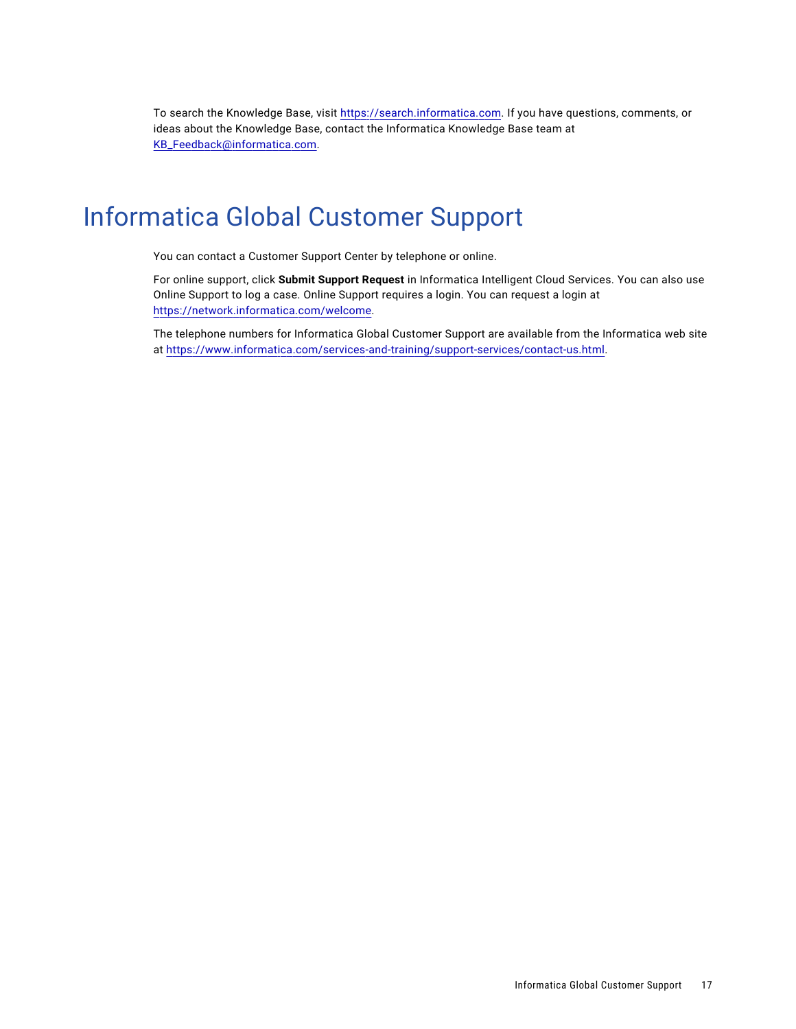To search the Knowledge Base, visit https://search.informatica.com. If you have questions, comments, or ideas about the Knowledge Base, contact the Informatica Knowledge Base team at KB_Feedback@informatica.com.

# Informatica Global Customer Support

You can contact a Customer Support Center by telephone or online.

For online support, click **Submit Support Request** in Informatica Intelligent Cloud Services. You can also use Online Support to log a case. Online Support requires a login. You can request a login at https://network.informatica.com/welcome.

The telephone numbers for Informatica Global Customer Support are available from the Informatica web site at https://www.informatica.com/services-and-training/support-services/contact-us.html.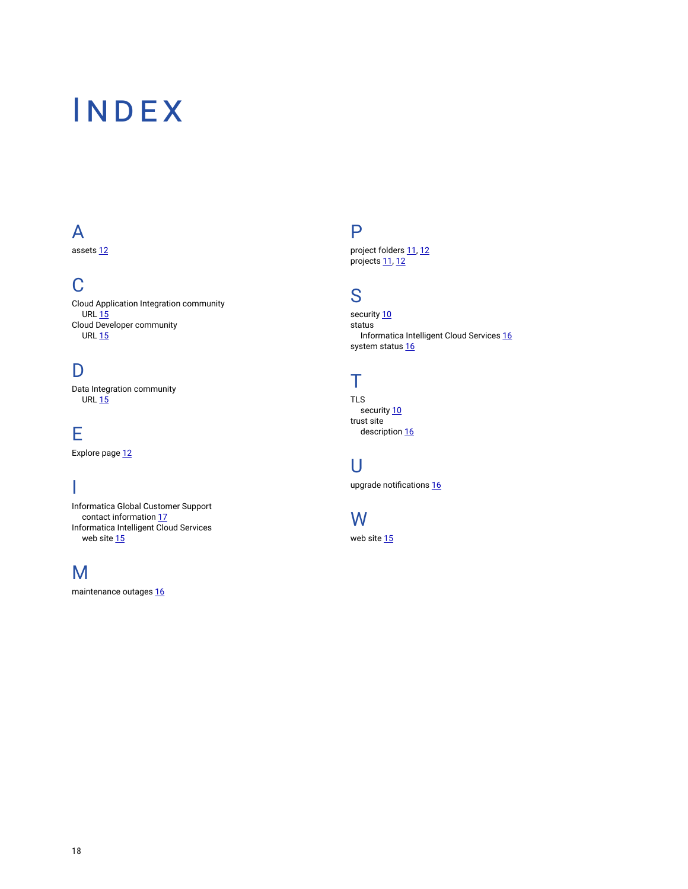# Index

## A

assets 12

## C

Cloud Application Integration community
- URL 15

Cloud Developer community
- URL 15

## D

Data Integration community
- URL 15

## E

Explore page 12

## I

Informatica Global Customer Support
- contact information 17

Informatica Intelligent Cloud Services
- web site 15

## M

maintenance outages 16

## P

project folders 11, 12
projects 11, 12

## S

security 10
status
- Informatica Intelligent Cloud Services 16

system status 16

## T

TLS
- security 10

trust site
- description 16

## U

upgrade notifications 16

## W

web site 15